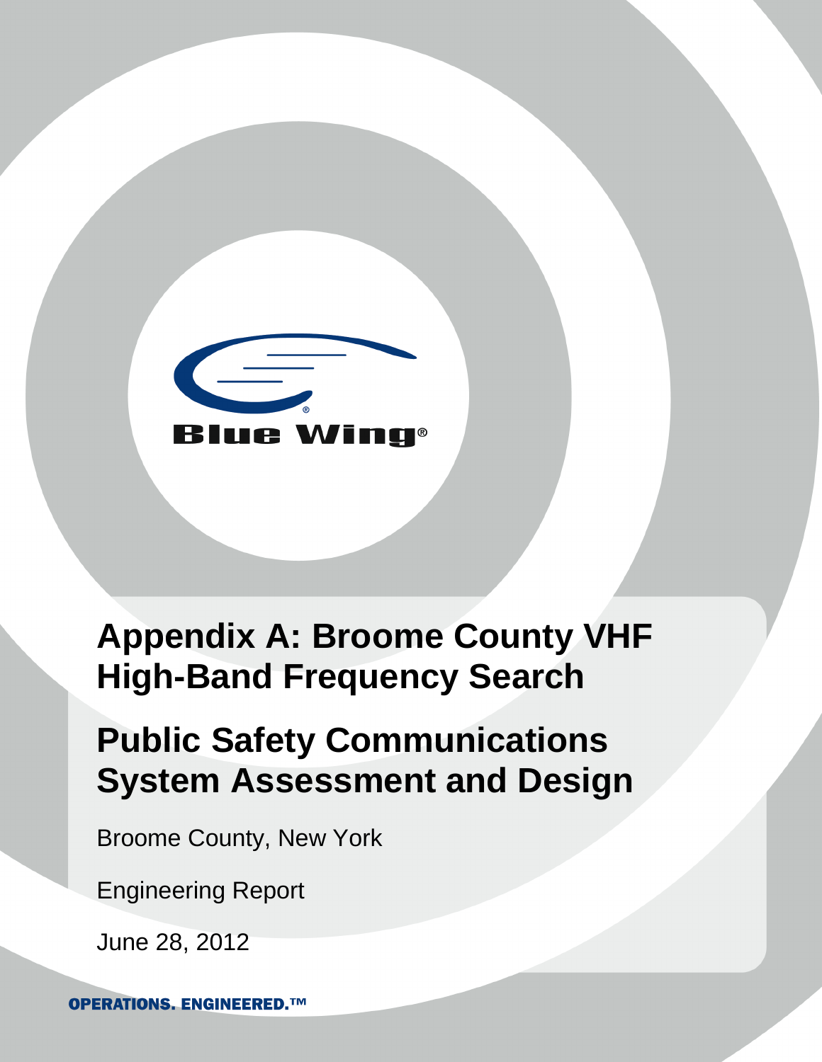Blue Wing®

# Appendix A: Broome County VHF High-Band Frequency Search

# Public Safety Communications System Assessment and Design

Broome County, New York

Engineering Report

June 28, 2012

OPERATIONS. ENGINEERED.™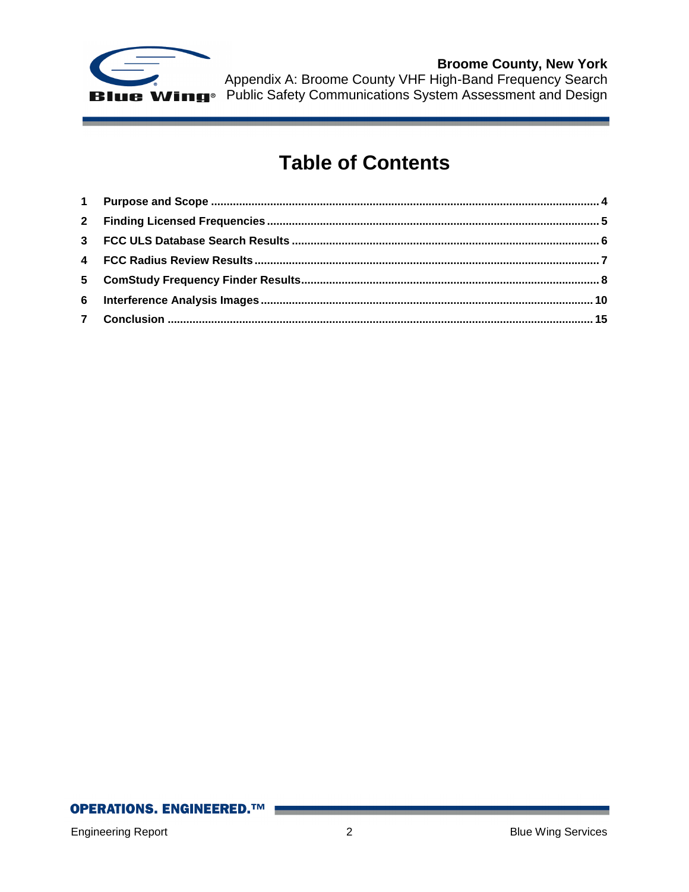# Table of Contents

| | | |
|---|---|---|
| 1 | Purpose and Scope | 4 |
| 2 | Finding Licensed Frequencies | 5 |
| 3 | FCC ULS Database Search Results | 6 |
| 4 | FCC Radius Review Results | 7 |
| 5 | ComStudy Frequency Finder Results | 8 |
| 6 | Interference Analysis Images | 10 |
| 7 | Conclusion | 15 |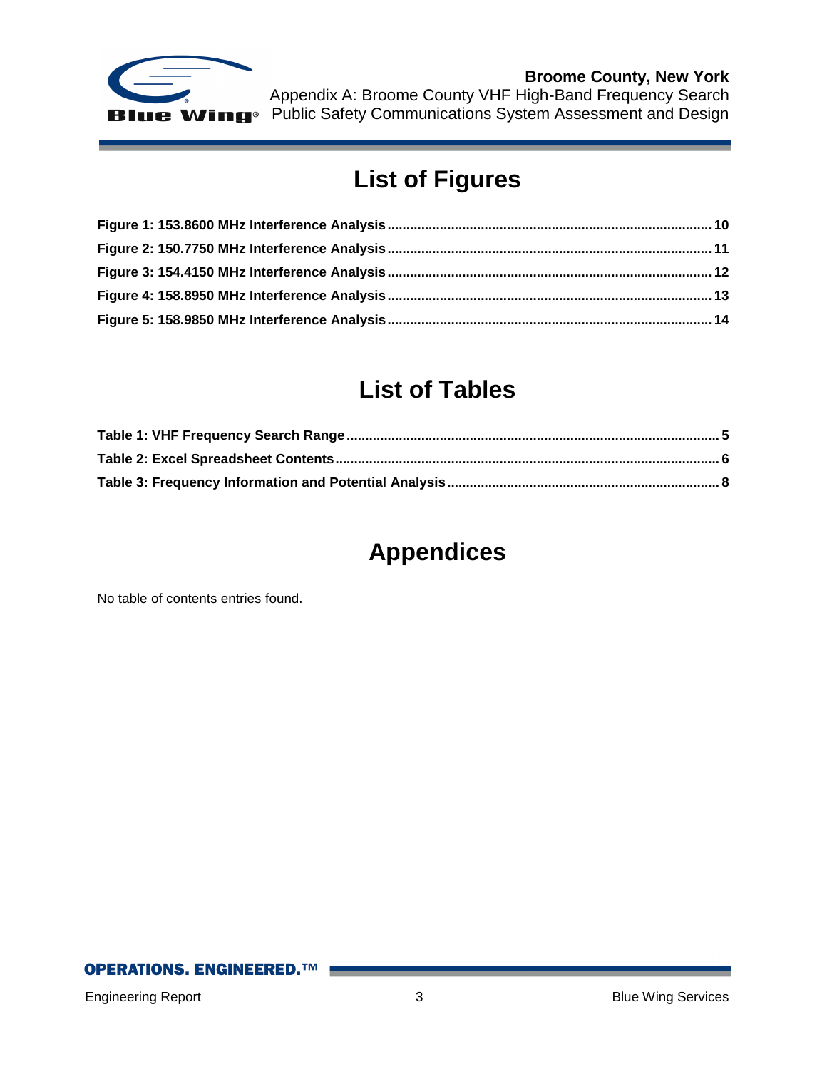# List of Figures

**Figure 1: 153.8600 MHz Interference Analysis ........................................................................................ 10**

**Figure 2: 150.7750 MHz Interference Analysis ........................................................................................ 11**

**Figure 3: 154.4150 MHz Interference Analysis ........................................................................................ 12**

**Figure 4: 158.8950 MHz Interference Analysis ........................................................................................ 13**

**Figure 5: 158.9850 MHz Interference Analysis ........................................................................................ 14**

# List of Tables

**Table 1: VHF Frequency Search Range ...................................................................................................... 5**

**Table 2: Excel Spreadsheet Contents ........................................................................................................ 6**

**Table 3: Frequency Information and Potential Analysis .......................................................................... 8**

# Appendices

No table of contents entries found.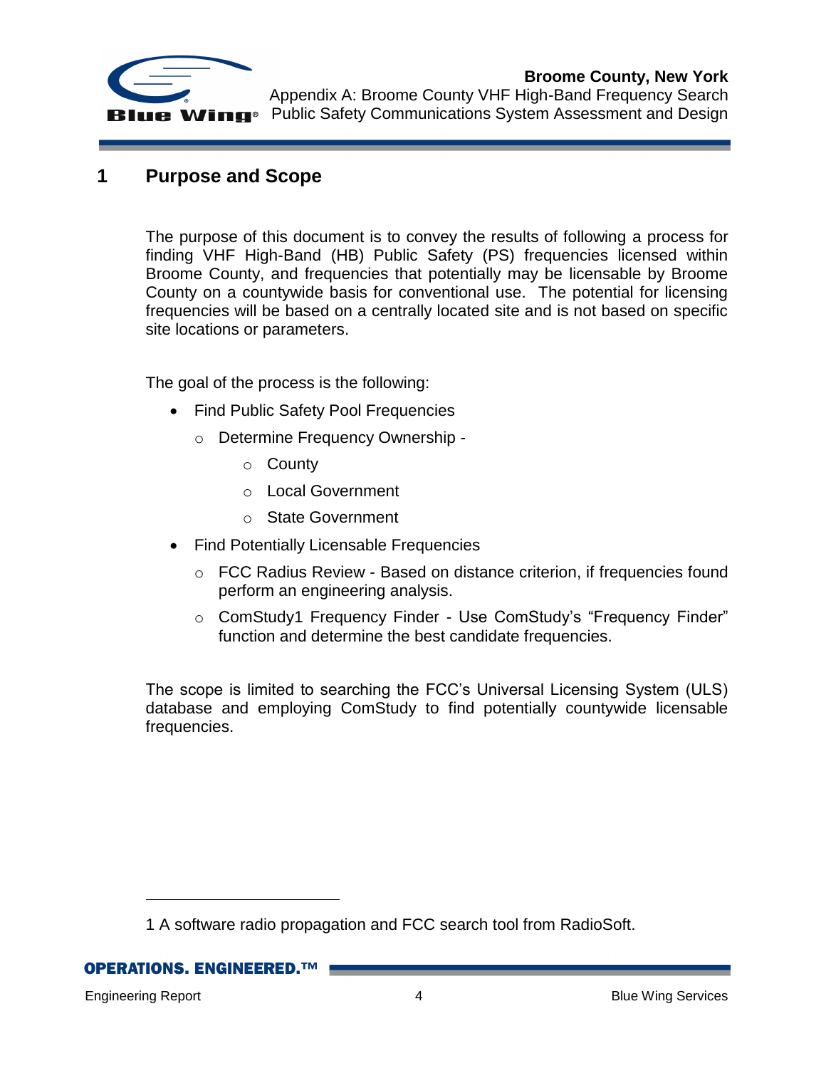# 1 Purpose and Scope

The purpose of this document is to convey the results of following a process for finding VHF High-Band (HB) Public Safety (PS) frequencies licensed within Broome County, and frequencies that potentially may be licensable by Broome County on a countywide basis for conventional use. The potential for licensing frequencies will be based on a centrally located site and is not based on specific site locations or parameters.

The goal of the process is the following:

- Find Public Safety Pool Frequencies
  - Determine Frequency Ownership -
    - County
    - Local Government
    - State Government
- Find Potentially Licensable Frequencies
  - FCC Radius Review - Based on distance criterion, if frequencies found perform an engineering analysis.
  - ComStudy[1] Frequency Finder - Use ComStudy's "Frequency Finder" function and determine the best candidate frequencies.

The scope is limited to searching the FCC's Universal Licensing System (ULS) database and employing ComStudy to find potentially countywide licensable frequencies.

---

1 A software radio propagation and FCC search tool from RadioSoft.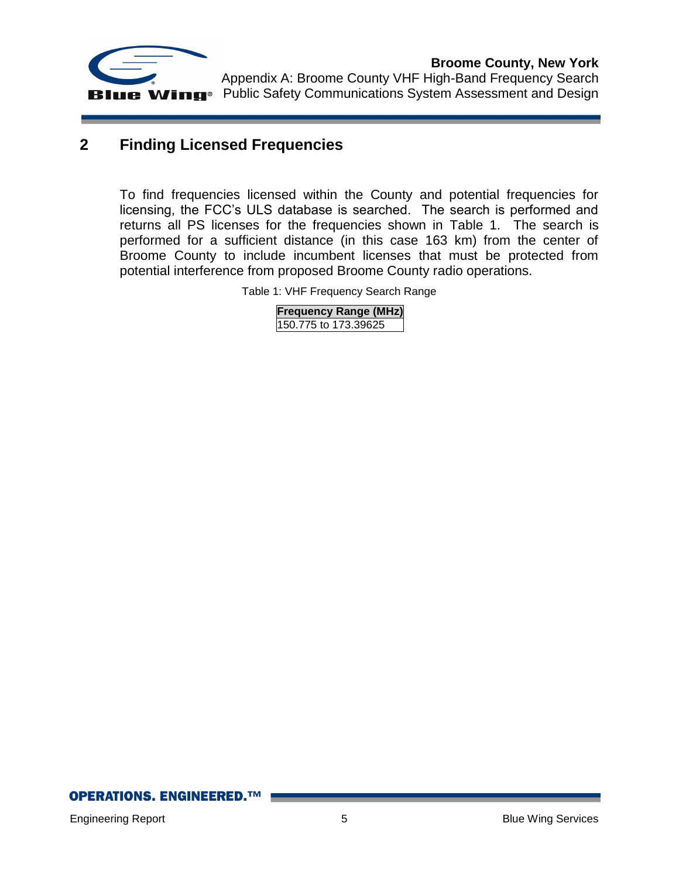## 2 Finding Licensed Frequencies

To find frequencies licensed within the County and potential frequencies for licensing, the FCC's ULS database is searched. The search is performed and returns all PS licenses for the frequencies shown in Table 1. The search is performed for a sufficient distance (in this case 163 km) from the center of Broome County to include incumbent licenses that must be protected from potential interference from proposed Broome County radio operations.

Table 1: VHF Frequency Search Range

| Frequency Range (MHz) |
|---|
| 150.775 to 173.39625 |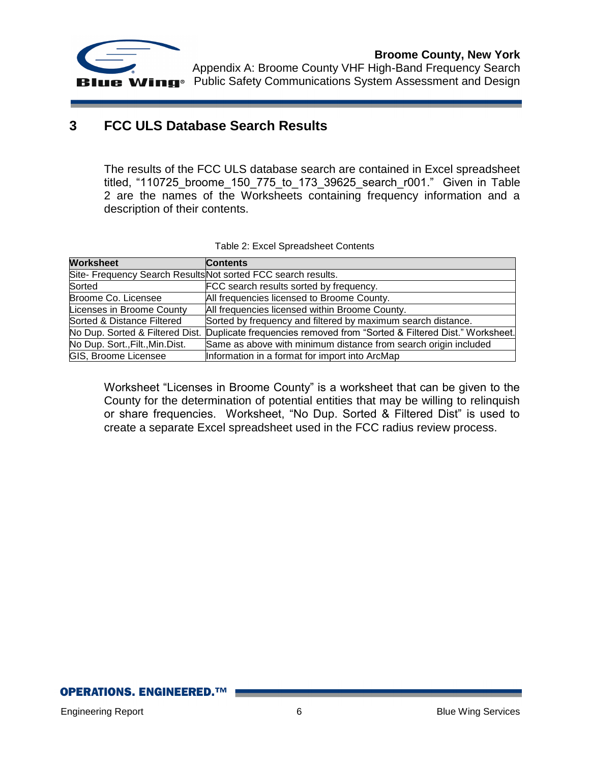## 3 FCC ULS Database Search Results

The results of the FCC ULS database search are contained in Excel spreadsheet titled, "110725_broome_150_775_to_173_39625_search_r001." Given in Table 2 are the names of the Worksheets containing frequency information and a description of their contents.

Table 2: Excel Spreadsheet Contents

| Worksheet | Contents |
|---|---|
| Site- Frequency Search Results | Not sorted FCC search results. |
| Sorted | FCC search results sorted by frequency. |
| Broome Co. Licensee | All frequencies licensed to Broome County. |
| Licenses in Broome County | All frequencies licensed within Broome County. |
| Sorted & Distance Filtered | Sorted by frequency and filtered by maximum search distance. |
| No Dup. Sorted & Filtered Dist. | Duplicate frequencies removed from "Sorted & Filtered Dist." Worksheet. |
| No Dup. Sort.,Filt.,Min.Dist. | Same as above with minimum distance from search origin included |
| GIS, Broome Licensee | Information in a format for import into ArcMap |

Worksheet "Licenses in Broome County" is a worksheet that can be given to the County for the determination of potential entities that may be willing to relinquish or share frequencies. Worksheet, "No Dup. Sorted & Filtered Dist" is used to create a separate Excel spreadsheet used in the FCC radius review process.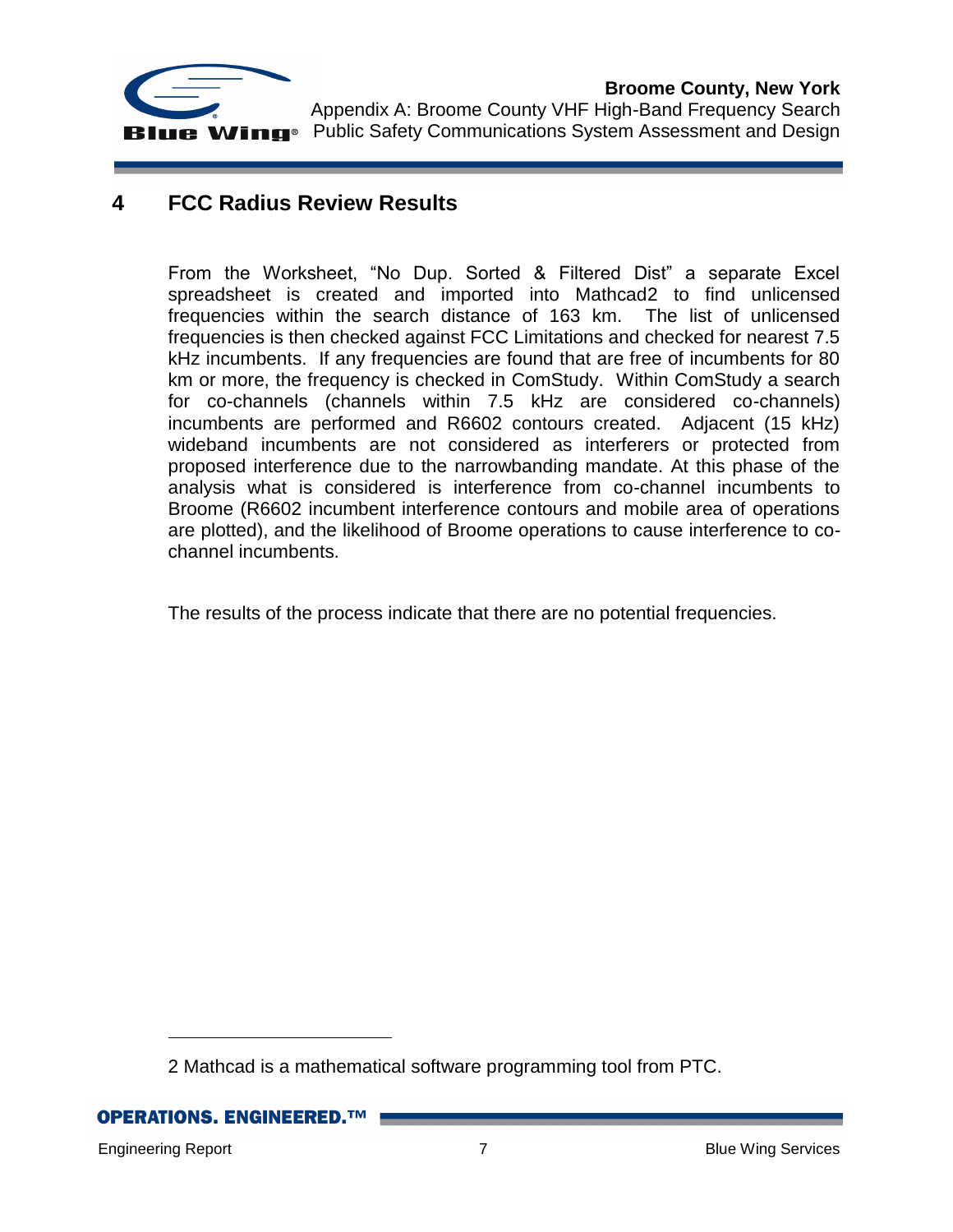# 4 FCC Radius Review Results

From the Worksheet, "No Dup. Sorted & Filtered Dist" a separate Excel spreadsheet is created and imported into Mathcad[2] to find unlicensed frequencies within the search distance of 163 km. The list of unlicensed frequencies is then checked against FCC Limitations and checked for nearest 7.5 kHz incumbents. If any frequencies are found that are free of incumbents for 80 km or more, the frequency is checked in ComStudy. Within ComStudy a search for co-channels (channels within 7.5 kHz are considered co-channels) incumbents are performed and R6602 contours created. Adjacent (15 kHz) wideband incumbents are not considered as interferers or protected from proposed interference due to the narrowbanding mandate. At this phase of the analysis what is considered is interference from co-channel incumbents to Broome (R6602 incumbent interference contours and mobile area of operations are plotted), and the likelihood of Broome operations to cause interference to co-channel incumbents.

The results of the process indicate that there are no potential frequencies.

---

2 Mathcad is a mathematical software programming tool from PTC.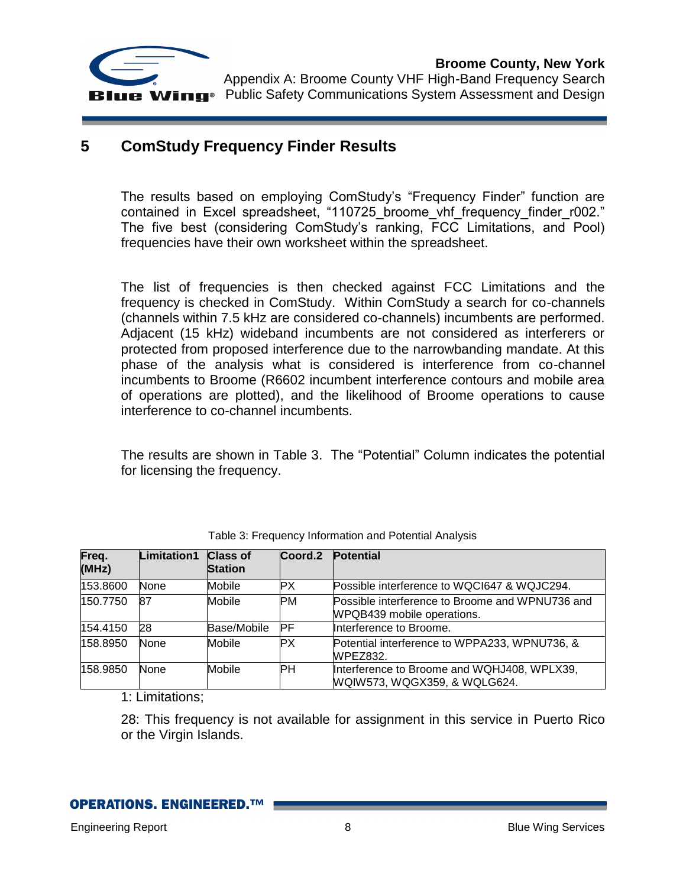# 5 ComStudy Frequency Finder Results

The results based on employing ComStudy's "Frequency Finder" function are contained in Excel spreadsheet, "110725_broome_vhf_frequency_finder_r002." The five best (considering ComStudy's ranking, FCC Limitations, and Pool) frequencies have their own worksheet within the spreadsheet.

The list of frequencies is then checked against FCC Limitations and the frequency is checked in ComStudy. Within ComStudy a search for co-channels (channels within 7.5 kHz are considered co-channels) incumbents are performed. Adjacent (15 kHz) wideband incumbents are not considered as interferers or protected from proposed interference due to the narrowbanding mandate. At this phase of the analysis what is considered is interference from co-channel incumbents to Broome (R6602 incumbent interference contours and mobile area of operations are plotted), and the likelihood of Broome operations to cause interference to co-channel incumbents.

The results are shown in Table 3. The "Potential" Column indicates the potential for licensing the frequency.

Table 3: Frequency Information and Potential Analysis

| Freq. (MHz) | Limitation1 | Class of Station | Coord.2 | Potential |
|---|---|---|---|---|
| 153.8600 | None | Mobile | PX | Possible interference to WQCI647 & WQJC294. |
| 150.7750 | 87 | Mobile | PM | Possible interference to Broome and WPNU736 and WPQB439 mobile operations. |
| 154.4150 | 28 | Base/Mobile | PF | Interference to Broome. |
| 158.8950 | None | Mobile | PX | Potential interference to WPPA233, WPNU736, & WPEZ832. |
| 158.9850 | None | Mobile | PH | Interference to Broome and WQHJ408, WPLX39, WQIW573, WQGX359, & WQLG624. |

1: Limitations;

28: This frequency is not available for assignment in this service in Puerto Rico or the Virgin Islands.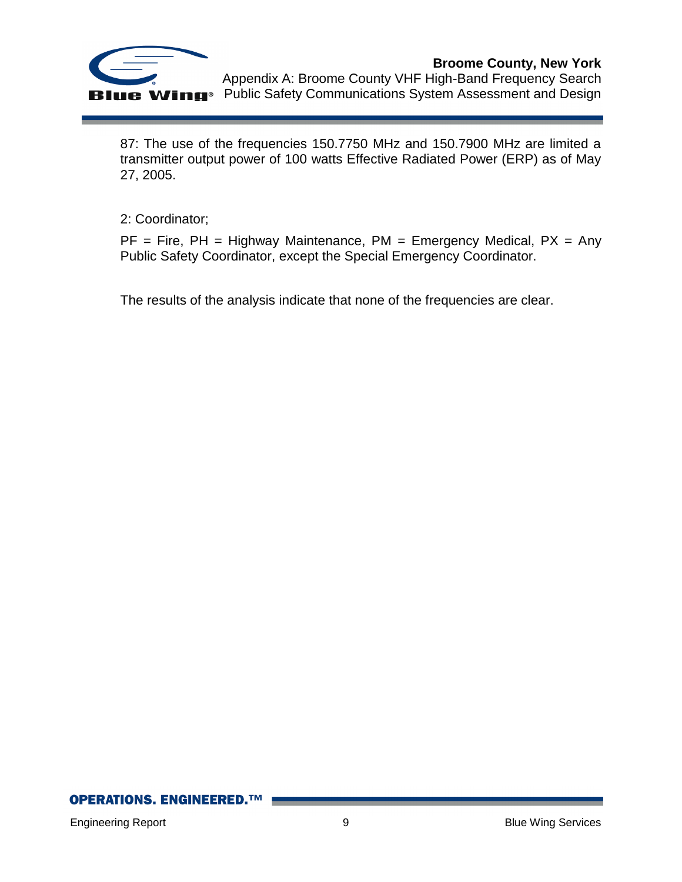87: The use of the frequencies 150.7750 MHz and 150.7900 MHz are limited a transmitter output power of 100 watts Effective Radiated Power (ERP) as of May 27, 2005.

2: Coordinator;

PF = Fire, PH = Highway Maintenance, PM = Emergency Medical, PX = Any Public Safety Coordinator, except the Special Emergency Coordinator.

The results of the analysis indicate that none of the frequencies are clear.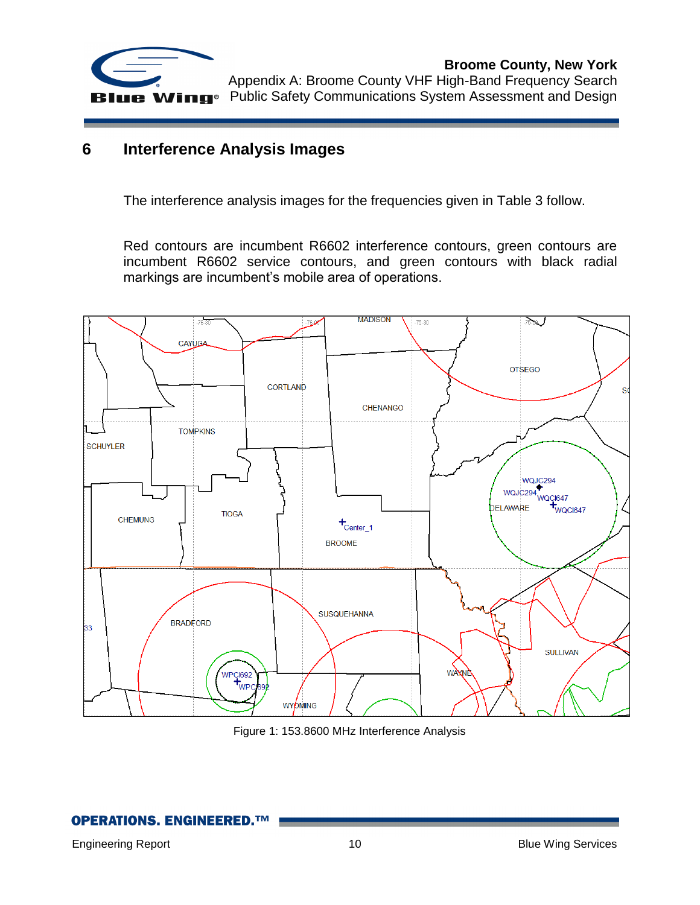## 6 Interference Analysis Images

The interference analysis images for the frequencies given in Table 3 follow.

Red contours are incumbent R6602 interference contours, green contours are incumbent R6602 service contours, and green contours with black radial markings are incumbent's mobile area of operations.

Figure 1: 153.8600 MHz Interference Analysis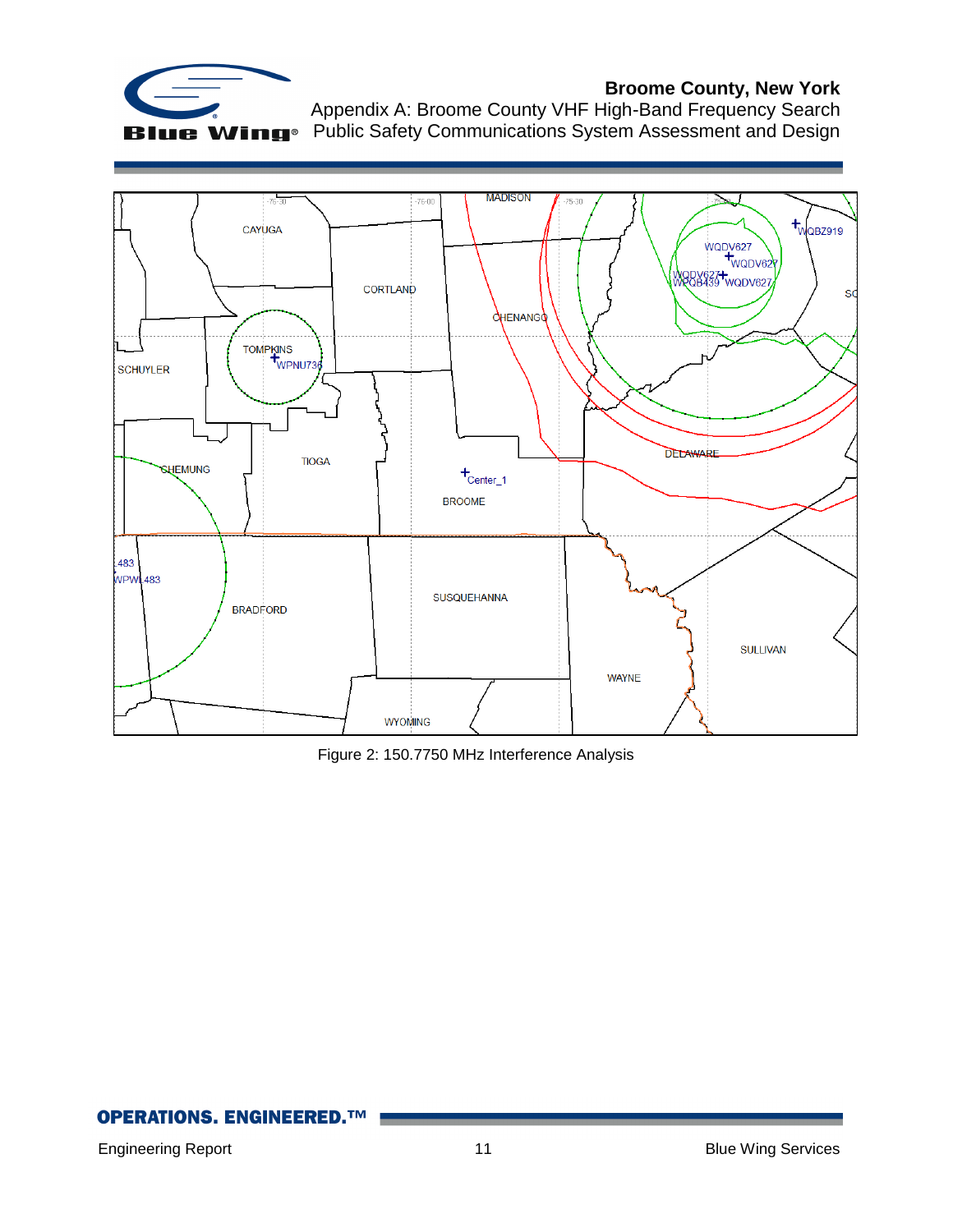Figure 2: 150.7750 MHz Interference Analysis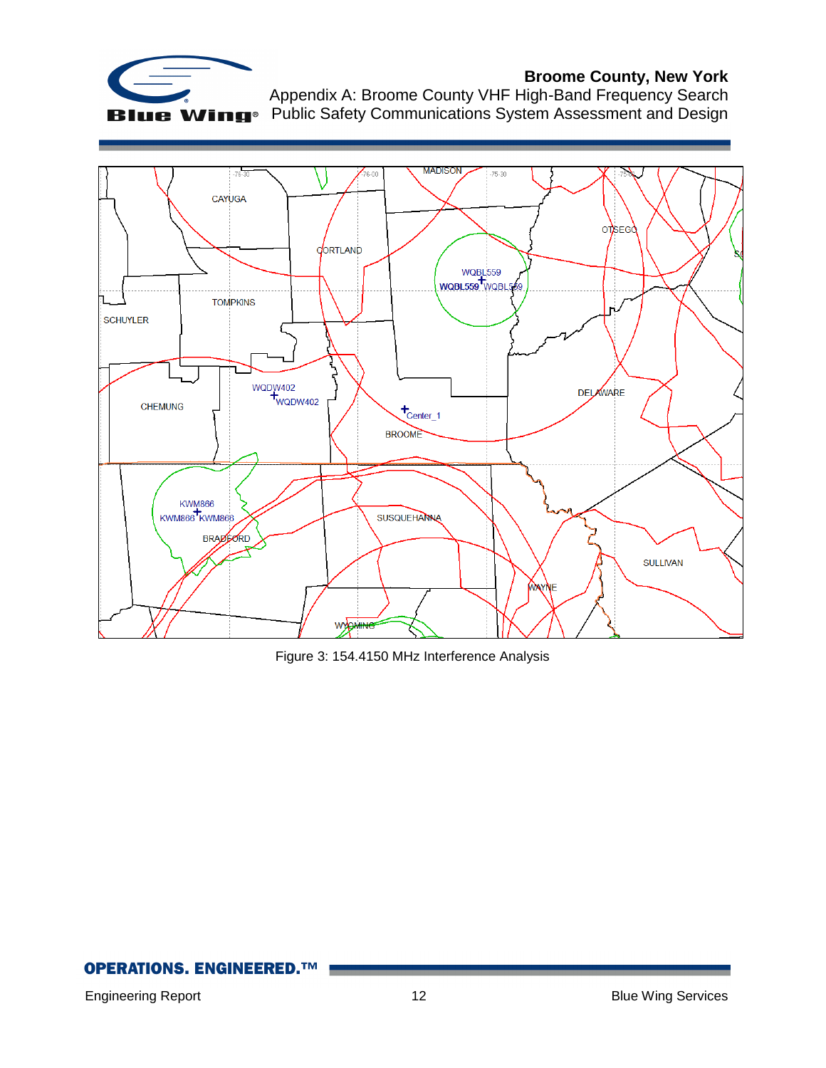Figure 3: 154.4150 MHz Interference Analysis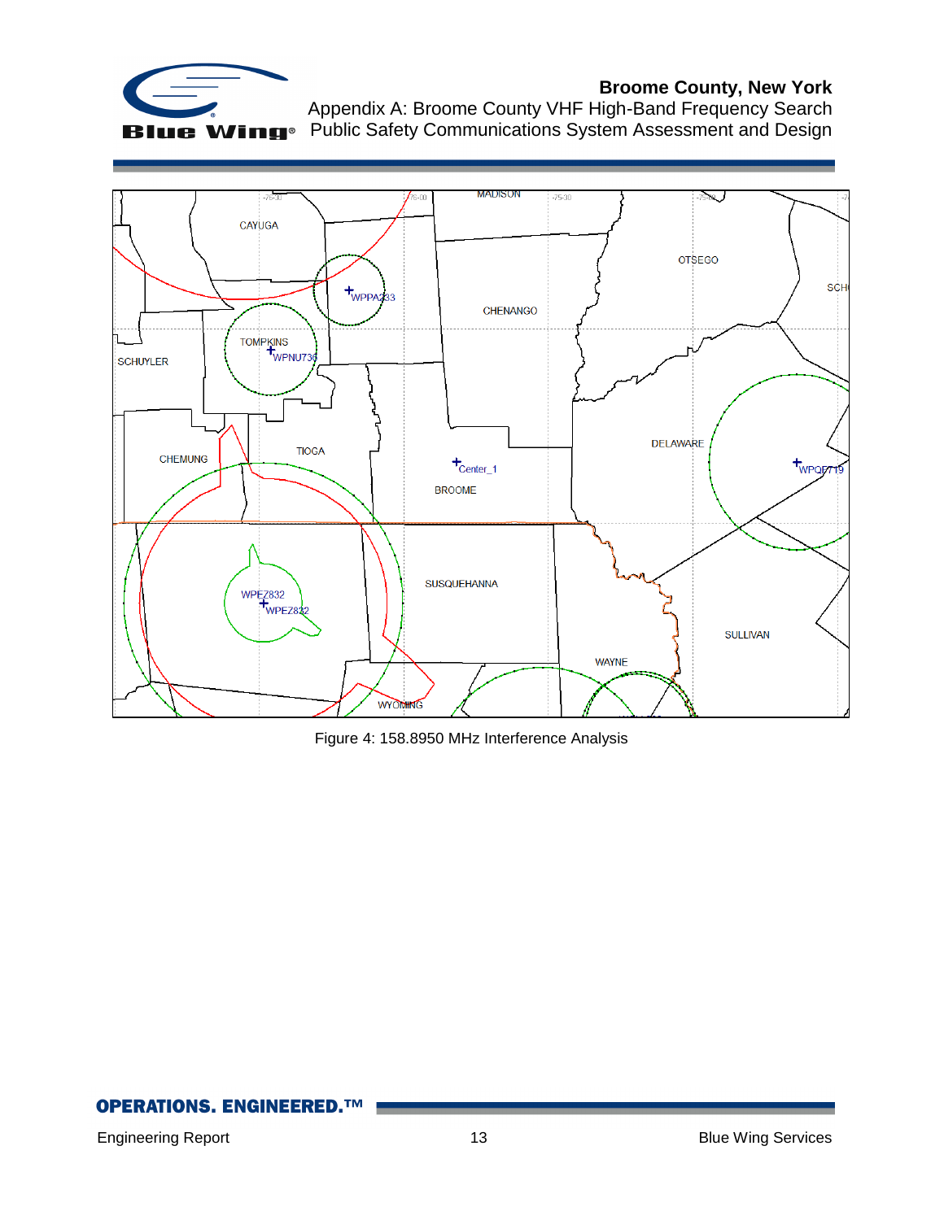Figure 4: 158.8950 MHz Interference Analysis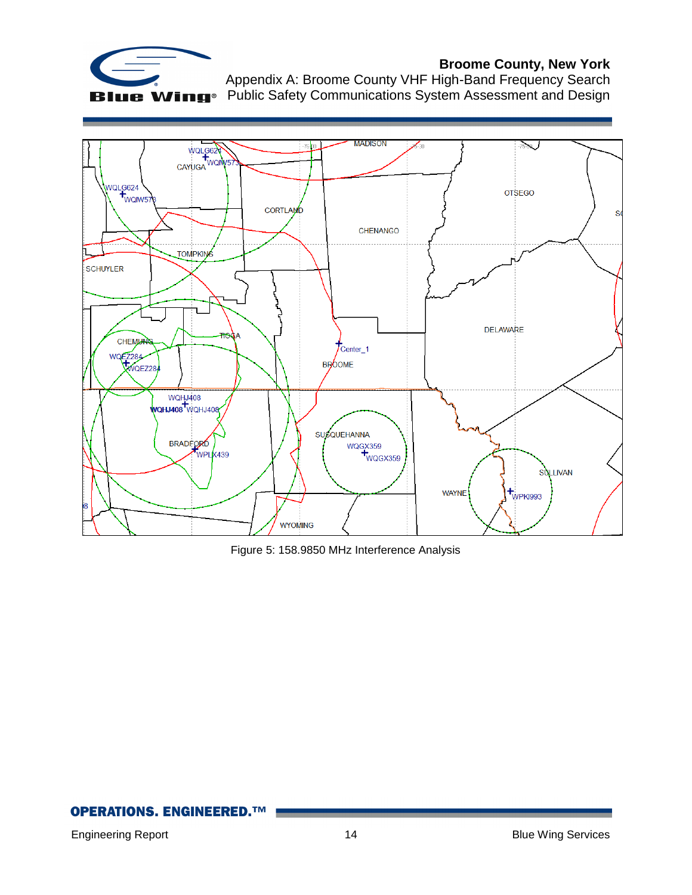Figure 5: 158.9850 MHz Interference Analysis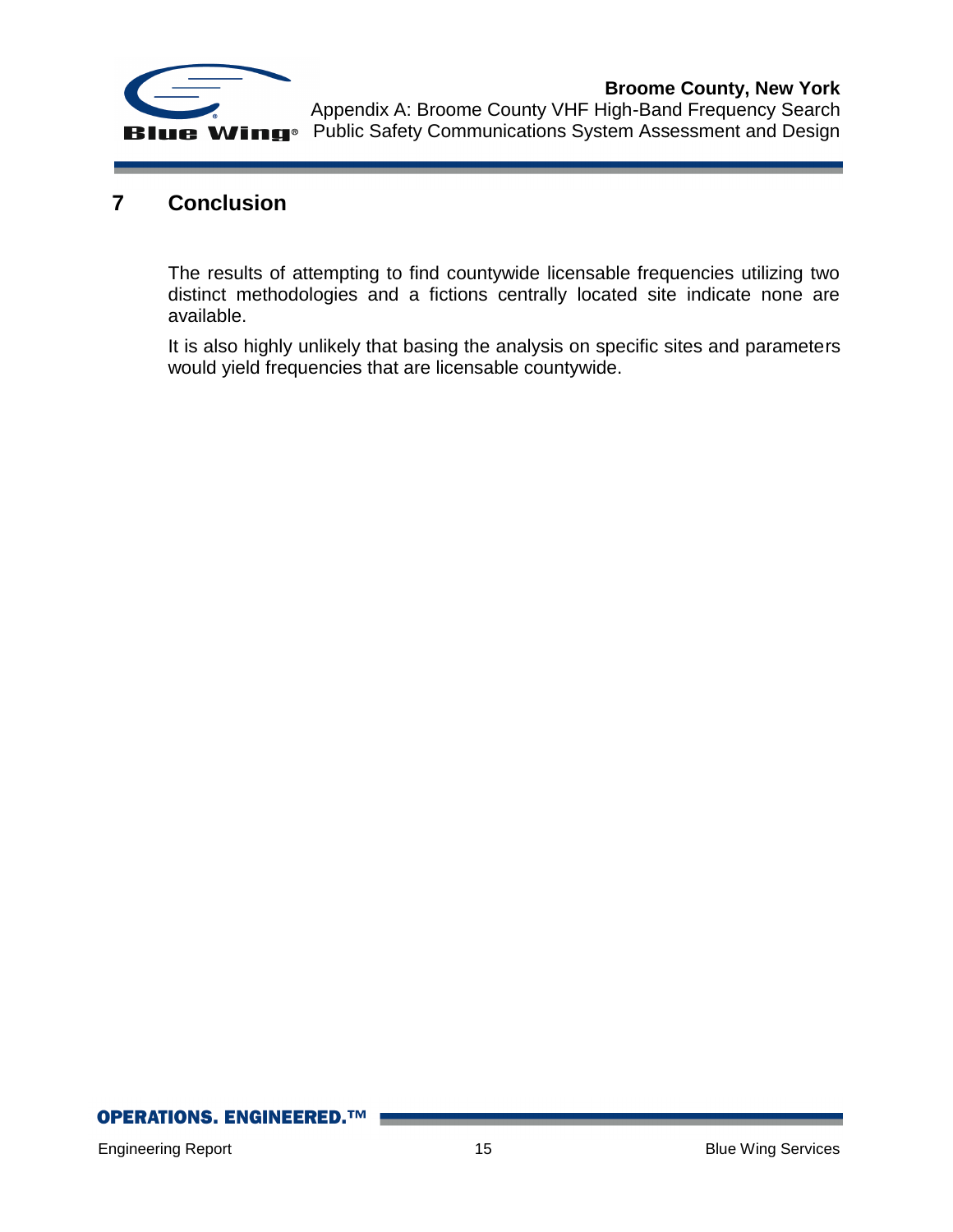# 7 Conclusion

The results of attempting to find countywide licensable frequencies utilizing two distinct methodologies and a fictions centrally located site indicate none are available.

It is also highly unlikely that basing the analysis on specific sites and parameters would yield frequencies that are licensable countywide.